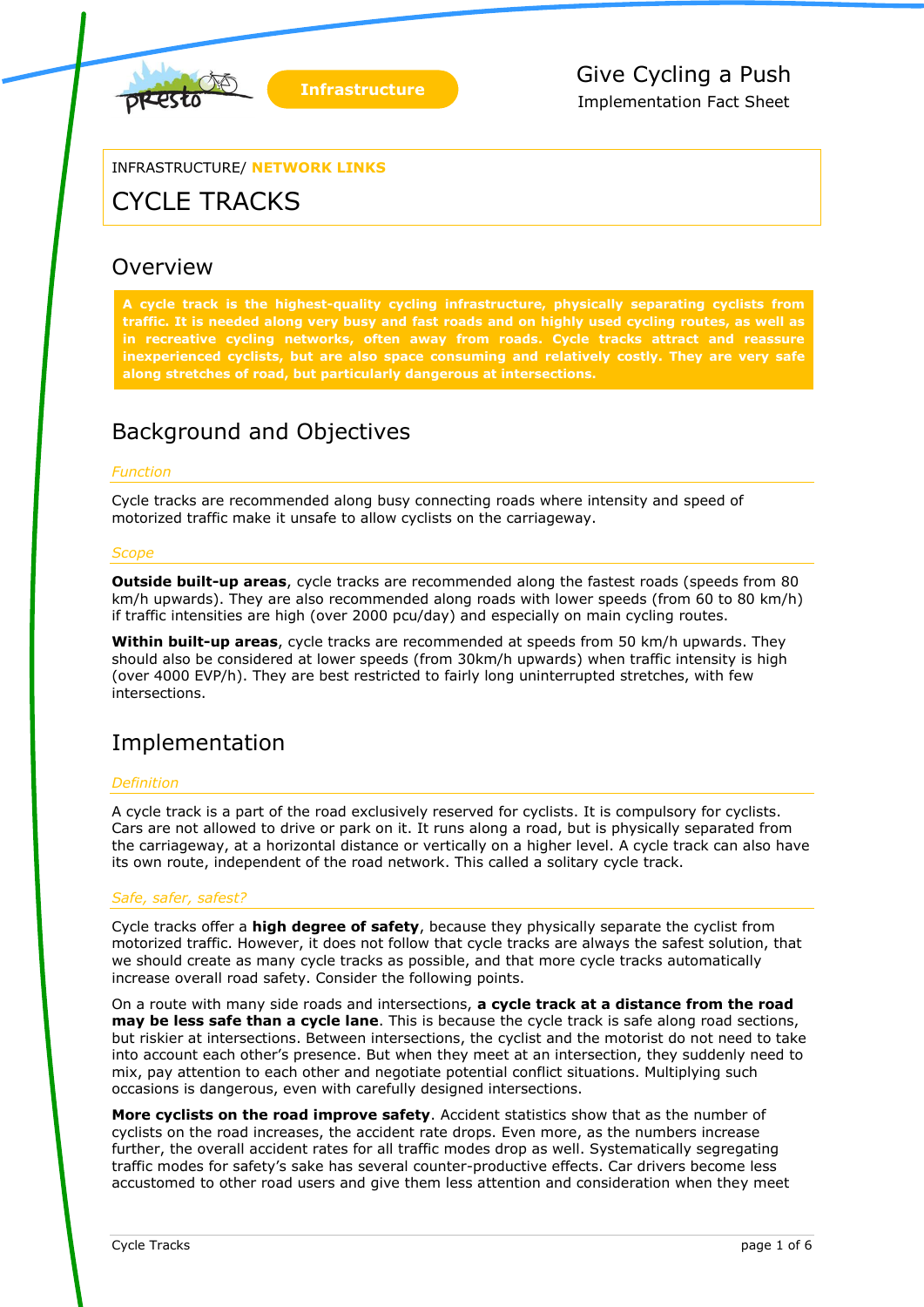Infrastructure

Give Cycling a Push
Implementation Fact Sheet

INFRASTRUCTURE/ **NETWORK LINKS**

# CYCLE TRACKS

## Overview

**A cycle track is the highest-quality cycling infrastructure, physically separating cyclists from traffic. It is needed along very busy and fast roads and on highly used cycling routes, as well as in recreative cycling networks, often away from roads. Cycle tracks attract and reassure inexperienced cyclists, but are also space consuming and relatively costly. They are very safe along stretches of road, but particularly dangerous at intersections.**

## Background and Objectives

### *Function*

Cycle tracks are recommended along busy connecting roads where intensity and speed of motorized traffic make it unsafe to allow cyclists on the carriageway.

### *Scope*

**Outside built-up areas**, cycle tracks are recommended along the fastest roads (speeds from 80 km/h upwards). They are also recommended along roads with lower speeds (from 60 to 80 km/h) if traffic intensities are high (over 2000 pcu/day) and especially on main cycling routes.

**Within built-up areas**, cycle tracks are recommended at speeds from 50 km/h upwards. They should also be considered at lower speeds (from 30km/h upwards) when traffic intensity is high (over 4000 EVP/h). They are best restricted to fairly long uninterrupted stretches, with few intersections.

## Implementation

### *Definition*

A cycle track is a part of the road exclusively reserved for cyclists. It is compulsory for cyclists. Cars are not allowed to drive or park on it. It runs along a road, but is physically separated from the carriageway, at a horizontal distance or vertically on a higher level. A cycle track can also have its own route, independent of the road network. This called a solitary cycle track.

### *Safe, safer, safest?*

Cycle tracks offer a **high degree of safety**, because they physically separate the cyclist from motorized traffic. However, it does not follow that cycle tracks are always the safest solution, that we should create as many cycle tracks as possible, and that more cycle tracks automatically increase overall road safety. Consider the following points.

On a route with many side roads and intersections, **a cycle track at a distance from the road may be less safe than a cycle lane**. This is because the cycle track is safe along road sections, but riskier at intersections. Between intersections, the cyclist and the motorist do not need to take into account each other's presence. But when they meet at an intersection, they suddenly need to mix, pay attention to each other and negotiate potential conflict situations. Multiplying such occasions is dangerous, even with carefully designed intersections.

**More cyclists on the road improve safety**. Accident statistics show that as the number of cyclists on the road increases, the accident rate drops. Even more, as the numbers increase further, the overall accident rates for all traffic modes drop as well. Systematically segregating traffic modes for safety's sake has several counter-productive effects. Car drivers become less accustomed to other road users and give them less attention and consideration when they meet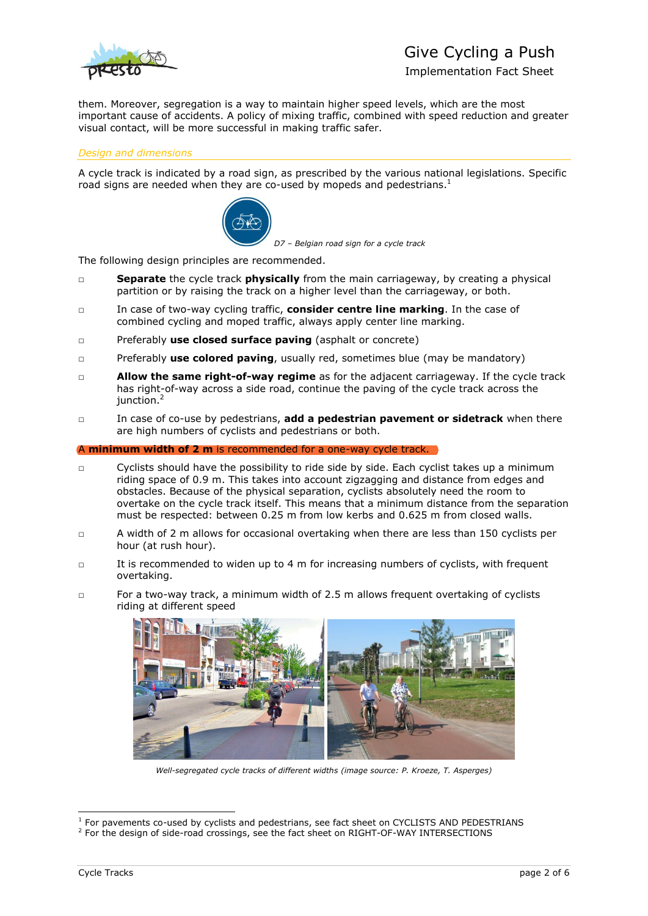them. Moreover, segregation is a way to maintain higher speed levels, which are the most important cause of accidents. A policy of mixing traffic, combined with speed reduction and greater visual contact, will be more successful in making traffic safer.

### *Design and dimensions*

A cycle track is indicated by a road sign, as prescribed by the various national legislations. Specific road signs are needed when they are co-used by mopeds and pedestrians.[1]

*D7 – Belgian road sign for a cycle track*

The following design principles are recommended.

- **Separate** the cycle track **physically** from the main carriageway, by creating a physical partition or by raising the track on a higher level than the carriageway, or both.
- In case of two-way cycling traffic, **consider centre line marking**. In the case of combined cycling and moped traffic, always apply center line marking.
- Preferably **use closed surface paving** (asphalt or concrete)
- Preferably **use colored paving**, usually red, sometimes blue (may be mandatory)
- **Allow the same right-of-way regime** as for the adjacent carriageway. If the cycle track has right-of-way across a side road, continue the paving of the cycle track across the junction.[2]
- In case of co-use by pedestrians, **add a pedestrian pavement or sidetrack** when there are high numbers of cyclists and pedestrians or both.

A **minimum width of 2 m** is recommended for a one-way cycle track.

- Cyclists should have the possibility to ride side by side. Each cyclist takes up a minimum riding space of 0.9 m. This takes into account zigzagging and distance from edges and obstacles. Because of the physical separation, cyclists absolutely need the room to overtake on the cycle track itself. This means that a minimum distance from the separation must be respected: between 0.25 m from low kerbs and 0.625 m from closed walls.
- A width of 2 m allows for occasional overtaking when there are less than 150 cyclists per hour (at rush hour).
- It is recommended to widen up to 4 m for increasing numbers of cyclists, with frequent overtaking.
- For a two-way track, a minimum width of 2.5 m allows frequent overtaking of cyclists riding at different speed

*Well-segregated cycle tracks of different widths (image source: P. Kroeze, T. Asperges)*

---

[1] For pavements co-used by cyclists and pedestrians, see fact sheet on CYCLISTS AND PEDESTRIANS

[2] For the design of side-road crossings, see the fact sheet on RIGHT-OF-WAY INTERSECTIONS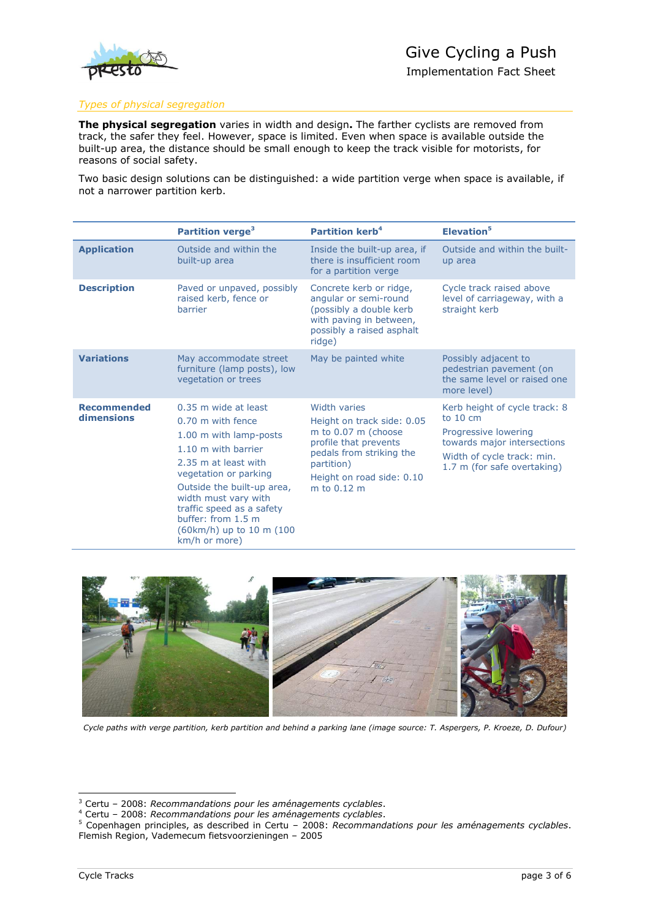*Types of physical segregation*

**The physical segregation** varies in width and design**.** The farther cyclists are removed from track, the safer they feel. However, space is limited. Even when space is available outside the built-up area, the distance should be small enough to keep the track visible for motorists, for reasons of social safety.

Two basic design solutions can be distinguished: a wide partition verge when space is available, if not a narrower partition kerb.

| | **Partition verge**[3] | **Partition kerb**[4] | **Elevation**[5] |
|---|---|---|---|
| **Application** | Outside and within the built-up area | Inside the built-up area, if there is insufficient room for a partition verge | Outside and within the built-up area |
| **Description** | Paved or unpaved, possibly raised kerb, fence or barrier | Concrete kerb or ridge, angular or semi-round (possibly a double kerb with paving in between, possibly a raised asphalt ridge) | Cycle track raised above level of carriageway, with a straight kerb |
| **Variations** | May accommodate street furniture (lamp posts), low vegetation or trees | May be painted white | Possibly adjacent to pedestrian pavement (on the same level or raised one more level) |
| **Recommended dimensions** | 0.35 m wide at least<br>0.70 m with fence<br>1.00 m with lamp-posts<br>1.10 m with barrier<br>2.35 m at least with vegetation or parking<br>Outside the built-up area, width must vary with traffic speed as a safety buffer: from 1.5 m (60km/h) up to 10 m (100 km/h or more) | Width varies<br>Height on track side: 0.05 m to 0.07 m (choose profile that prevents pedals from striking the partition)<br>Height on road side: 0.10 m to 0.12 m | Kerb height of cycle track: 8 to 10 cm<br>Progressive lowering towards major intersections<br>Width of cycle track: min. 1.7 m (for safe overtaking) |

*Cycle paths with verge partition, kerb partition and behind a parking lane (image source: T. Aspergers, P. Kroeze, D. Dufour)*

---

[3] Certu – 2008: *Recommandations pour les aménagements cyclables*.
[4] Certu – 2008: *Recommandations pour les aménagements cyclables*.
[5] Copenhagen principles, as described in Certu – 2008: *Recommandations pour les aménagements cyclables*. Flemish Region, Vademecum fietsvoorzieningen – 2005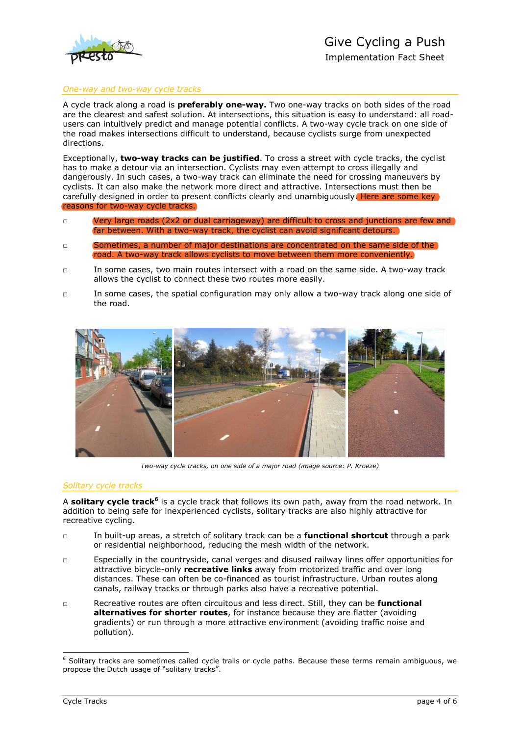### One-way and two-way cycle tracks

A cycle track along a road is **preferably one-way.** Two one-way tracks on both sides of the road are the clearest and safest solution. At intersections, this situation is easy to understand: all road-users can intuitively predict and manage potential conflicts. A two-way cycle track on one side of the road makes intersections difficult to understand, because cyclists surge from unexpected directions.

Exceptionally, **two-way tracks can be justified**. To cross a street with cycle tracks, the cyclist has to make a detour via an intersection. Cyclists may even attempt to cross illegally and dangerously. In such cases, a two-way track can eliminate the need for crossing maneuvers by cyclists. It can also make the network more direct and attractive. Intersections must then be carefully designed in order to present conflicts clearly and unambiguously. Here are some key reasons for two-way cycle tracks.

- Very large roads (2x2 or dual carriageway) are difficult to cross and junctions are few and far between. With a two-way track, the cyclist can avoid significant detours.
- Sometimes, a number of major destinations are concentrated on the same side of the road. A two-way track allows cyclists to move between them more conveniently.
- In some cases, two main routes intersect with a road on the same side. A two-way track allows the cyclist to connect these two routes more easily.
- In some cases, the spatial configuration may only allow a two-way track along one side of the road.

*Two-way cycle tracks, on one side of a major road (image source: P. Kroeze)*

### Solitary cycle tracks

A **solitary cycle track**[6] is a cycle track that follows its own path, away from the road network. In addition to being safe for inexperienced cyclists, solitary tracks are also highly attractive for recreative cycling.

- In built-up areas, a stretch of solitary track can be a **functional shortcut** through a park or residential neighborhood, reducing the mesh width of the network.
- Especially in the countryside, canal verges and disused railway lines offer opportunities for attractive bicycle-only **recreative links** away from motorized traffic and over long distances. These can often be co-financed as tourist infrastructure. Urban routes along canals, railway tracks or through parks also have a recreative potential.
- Recreative routes are often circuitous and less direct. Still, they can be **functional alternatives for shorter routes**, for instance because they are flatter (avoiding gradients) or run through a more attractive environment (avoiding traffic noise and pollution).

[6] Solitary tracks are sometimes called cycle trails or cycle paths. Because these terms remain ambiguous, we propose the Dutch usage of "solitary tracks".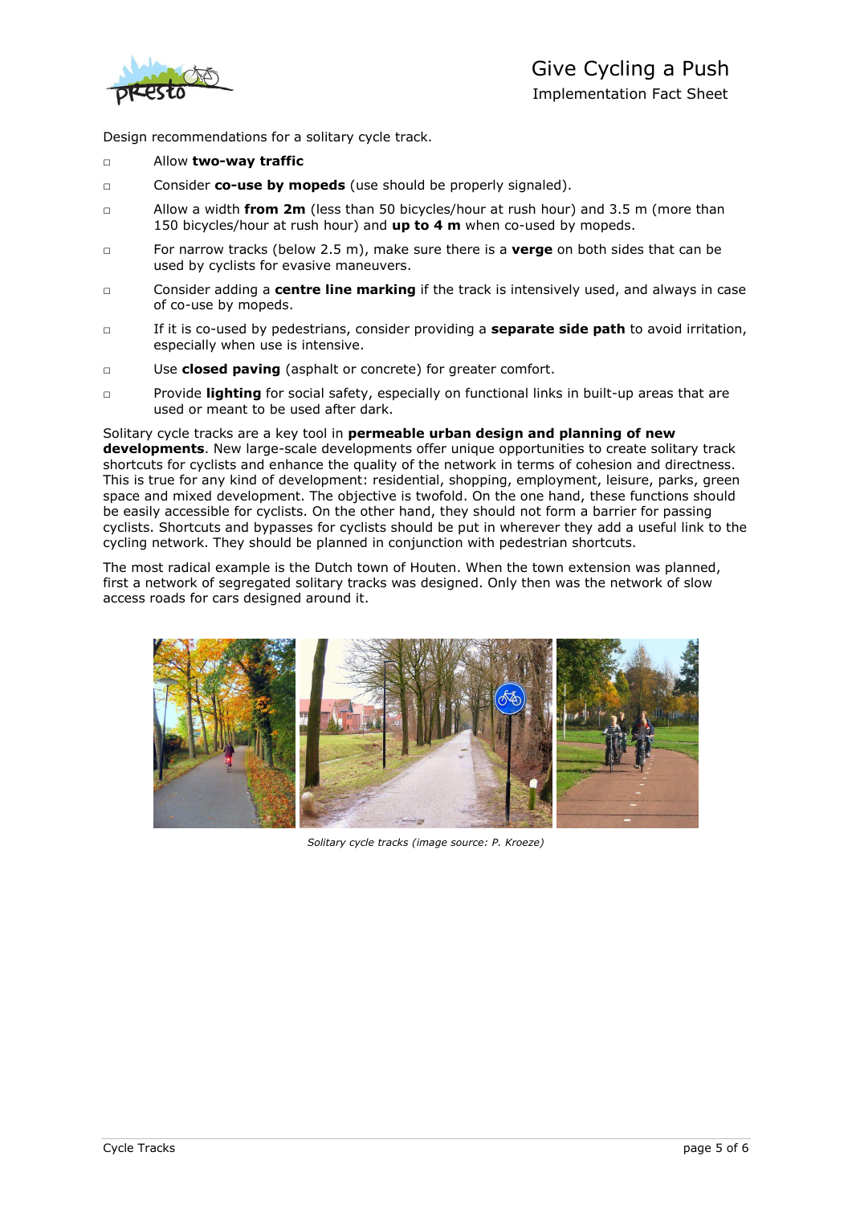Design recommendations for a solitary cycle track.

- Allow **two-way traffic**
- Consider **co-use by mopeds** (use should be properly signaled).
- Allow a width **from 2m** (less than 50 bicycles/hour at rush hour) and 3.5 m (more than 150 bicycles/hour at rush hour) and **up to 4 m** when co-used by mopeds.
- For narrow tracks (below 2.5 m), make sure there is a **verge** on both sides that can be used by cyclists for evasive maneuvers.
- Consider adding a **centre line marking** if the track is intensively used, and always in case of co-use by mopeds.
- If it is co-used by pedestrians, consider providing a **separate side path** to avoid irritation, especially when use is intensive.
- Use **closed paving** (asphalt or concrete) for greater comfort.
- Provide **lighting** for social safety, especially on functional links in built-up areas that are used or meant to be used after dark.

Solitary cycle tracks are a key tool in **permeable urban design and planning of new developments**. New large-scale developments offer unique opportunities to create solitary track shortcuts for cyclists and enhance the quality of the network in terms of cohesion and directness. This is true for any kind of development: residential, shopping, employment, leisure, parks, green space and mixed development. The objective is twofold. On the one hand, these functions should be easily accessible for cyclists. On the other hand, they should not form a barrier for passing cyclists. Shortcuts and bypasses for cyclists should be put in wherever they add a useful link to the cycling network. They should be planned in conjunction with pedestrian shortcuts.

The most radical example is the Dutch town of Houten. When the town extension was planned, first a network of segregated solitary tracks was designed. Only then was the network of slow access roads for cars designed around it.

*Solitary cycle tracks (image source: P. Kroeze)*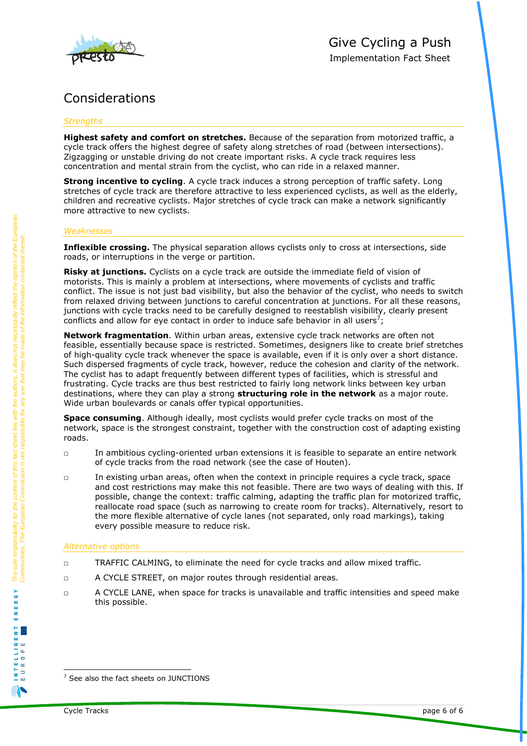# Considerations

*Strengths*

**Highest safety and comfort on stretches.** Because of the separation from motorized traffic, a cycle track offers the highest degree of safety along stretches of road (between intersections). Zigzagging or unstable driving do not create important risks. A cycle track requires less concentration and mental strain from the cyclist, who can ride in a relaxed manner.

**Strong incentive to cycling**. A cycle track induces a strong perception of traffic safety. Long stretches of cycle track are therefore attractive to less experienced cyclists, as well as the elderly, children and recreative cyclists. Major stretches of cycle track can make a network significantly more attractive to new cyclists.

*Weaknesses*

**Inflexible crossing.** The physical separation allows cyclists only to cross at intersections, side roads, or interruptions in the verge or partition.

**Risky at junctions.** Cyclists on a cycle track are outside the immediate field of vision of motorists. This is mainly a problem at intersections, where movements of cyclists and traffic conflict. The issue is not just bad visibility, but also the behavior of the cyclist, who needs to switch from relaxed driving between junctions to careful concentration at junctions. For all these reasons, junctions with cycle tracks need to be carefully designed to reestablish visibility, clearly present conflicts and allow for eye contact in order to induce safe behavior in all users[7];

**Network fragmentation**. Within urban areas, extensive cycle track networks are often not feasible, essentially because space is restricted. Sometimes, designers like to create brief stretches of high-quality cycle track whenever the space is available, even if it is only over a short distance. Such dispersed fragments of cycle track, however, reduce the cohesion and clarity of the network. The cyclist has to adapt frequently between different types of facilities, which is stressful and frustrating. Cycle tracks are thus best restricted to fairly long network links between key urban destinations, where they can play a strong **structuring role in the network** as a major route. Wide urban boulevards or canals offer typical opportunities.

**Space consuming**. Although ideally, most cyclists would prefer cycle tracks on most of the network, space is the strongest constraint, together with the construction cost of adapting existing roads.

- In ambitious cycling-oriented urban extensions it is feasible to separate an entire network of cycle tracks from the road network (see the case of Houten).
- In existing urban areas, often when the context in principle requires a cycle track, space and cost restrictions may make this not feasible. There are two ways of dealing with this. If possible, change the context: traffic calming, adapting the traffic plan for motorized traffic, reallocate road space (such as narrowing to create room for tracks). Alternatively, resort to the more flexible alternative of cycle lanes (not separated, only road markings), taking every possible measure to reduce risk.

*Alternative options*

- TRAFFIC CALMING, to eliminate the need for cycle tracks and allow mixed traffic.
- A CYCLE STREET, on major routes through residential areas.
- A CYCLE LANE, when space for tracks is unavailable and traffic intensities and speed make this possible.

[7] See also the fact sheets on JUNCTIONS